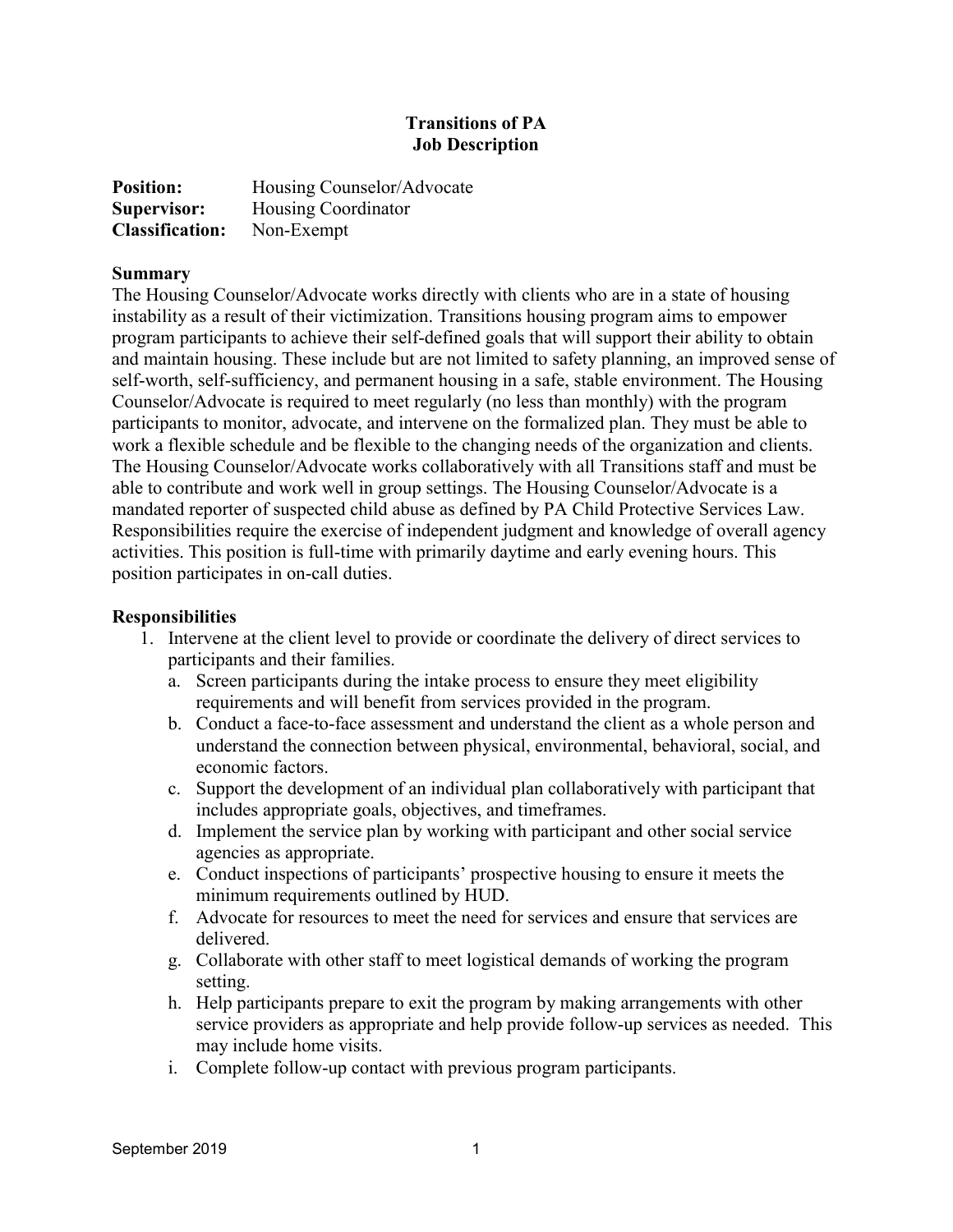# Transitions of PA
## Job Description

**Position:** Housing Counselor/Advocate
**Supervisor:** Housing Coordinator
**Classification:** Non-Exempt

### Summary

The Housing Counselor/Advocate works directly with clients who are in a state of housing instability as a result of their victimization. Transitions housing program aims to empower program participants to achieve their self-defined goals that will support their ability to obtain and maintain housing. These include but are not limited to safety planning, an improved sense of self-worth, self-sufficiency, and permanent housing in a safe, stable environment. The Housing Counselor/Advocate is required to meet regularly (no less than monthly) with the program participants to monitor, advocate, and intervene on the formalized plan. They must be able to work a flexible schedule and be flexible to the changing needs of the organization and clients. The Housing Counselor/Advocate works collaboratively with all Transitions staff and must be able to contribute and work well in group settings. The Housing Counselor/Advocate is a mandated reporter of suspected child abuse as defined by PA Child Protective Services Law. Responsibilities require the exercise of independent judgment and knowledge of overall agency activities. This position is full-time with primarily daytime and early evening hours. This position participates in on-call duties.

### Responsibilities

1. Intervene at the client level to provide or coordinate the delivery of direct services to participants and their families.
   a. Screen participants during the intake process to ensure they meet eligibility requirements and will benefit from services provided in the program.
   b. Conduct a face-to-face assessment and understand the client as a whole person and understand the connection between physical, environmental, behavioral, social, and economic factors.
   c. Support the development of an individual plan collaboratively with participant that includes appropriate goals, objectives, and timeframes.
   d. Implement the service plan by working with participant and other social service agencies as appropriate.
   e. Conduct inspections of participants' prospective housing to ensure it meets the minimum requirements outlined by HUD.
   f. Advocate for resources to meet the need for services and ensure that services are delivered.
   g. Collaborate with other staff to meet logistical demands of working the program setting.
   h. Help participants prepare to exit the program by making arrangements with other service providers as appropriate and help provide follow-up services as needed. This may include home visits.
   i. Complete follow-up contact with previous program participants.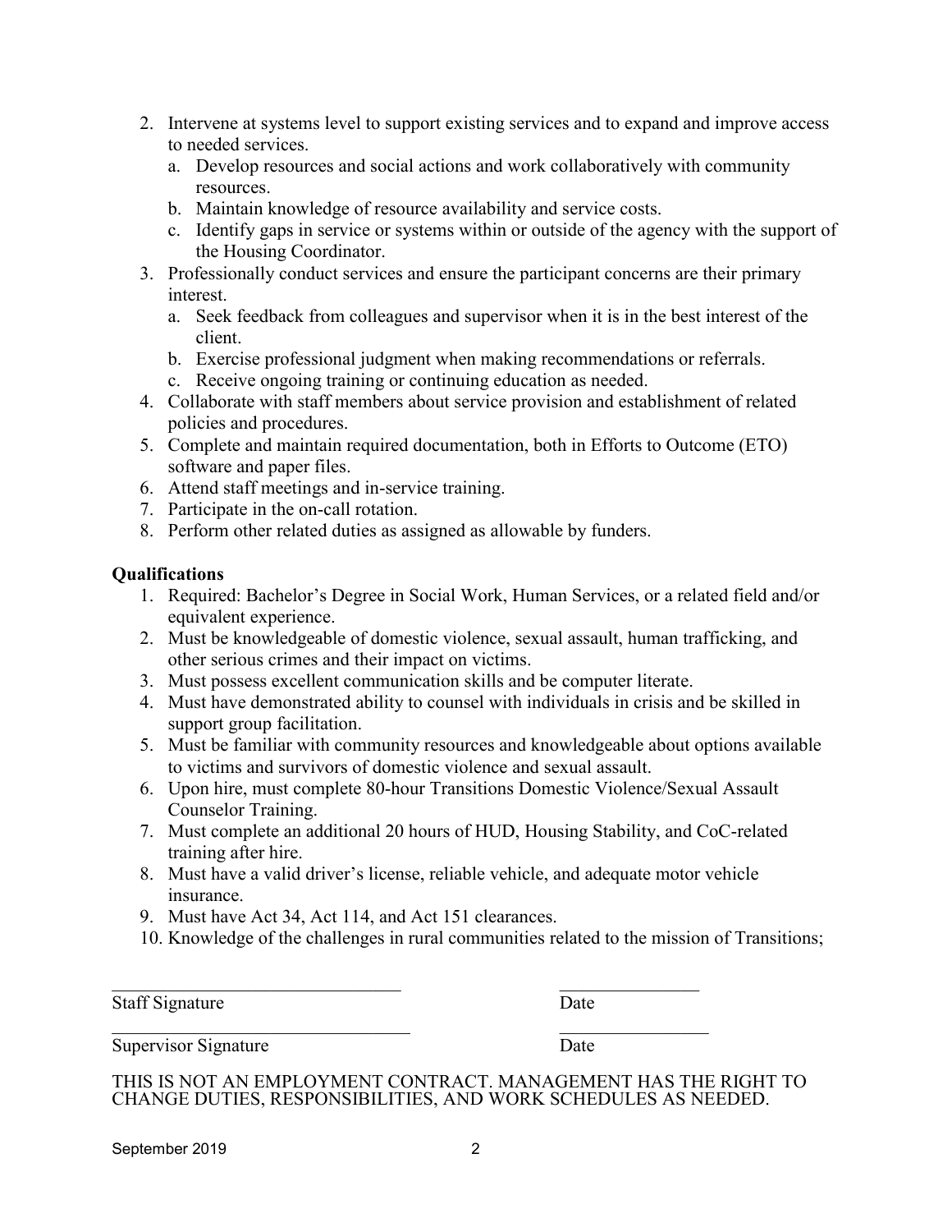2. Intervene at systems level to support existing services and to expand and improve access to needed services.
   a. Develop resources and social actions and work collaboratively with community resources.
   b. Maintain knowledge of resource availability and service costs.
   c. Identify gaps in service or systems within or outside of the agency with the support of the Housing Coordinator.
3. Professionally conduct services and ensure the participant concerns are their primary interest.
   a. Seek feedback from colleagues and supervisor when it is in the best interest of the client.
   b. Exercise professional judgment when making recommendations or referrals.
   c. Receive ongoing training or continuing education as needed.
4. Collaborate with staff members about service provision and establishment of related policies and procedures.
5. Complete and maintain required documentation, both in Efforts to Outcome (ETO) software and paper files.
6. Attend staff meetings and in-service training.
7. Participate in the on-call rotation.
8. Perform other related duties as assigned as allowable by funders.

**Qualifications**

1. Required: Bachelor's Degree in Social Work, Human Services, or a related field and/or equivalent experience.
2. Must be knowledgeable of domestic violence, sexual assault, human trafficking, and other serious crimes and their impact on victims.
3. Must possess excellent communication skills and be computer literate.
4. Must have demonstrated ability to counsel with individuals in crisis and be skilled in support group facilitation.
5. Must be familiar with community resources and knowledgeable about options available to victims and survivors of domestic violence and sexual assault.
6. Upon hire, must complete 80-hour Transitions Domestic Violence/Sexual Assault Counselor Training.
7. Must complete an additional 20 hours of HUD, Housing Stability, and CoC-related training after hire.
8. Must have a valid driver's license, reliable vehicle, and adequate motor vehicle insurance.
9. Must have Act 34, Act 114, and Act 151 clearances.
10. Knowledge of the challenges in rural communities related to the mission of Transitions;

_______________________________ _______________

Staff Signature Date

_______________________________ _______________

Supervisor Signature Date

THIS IS NOT AN EMPLOYMENT CONTRACT. MANAGEMENT HAS THE RIGHT TO CHANGE DUTIES, RESPONSIBILITIES, AND WORK SCHEDULES AS NEEDED.

September 2019